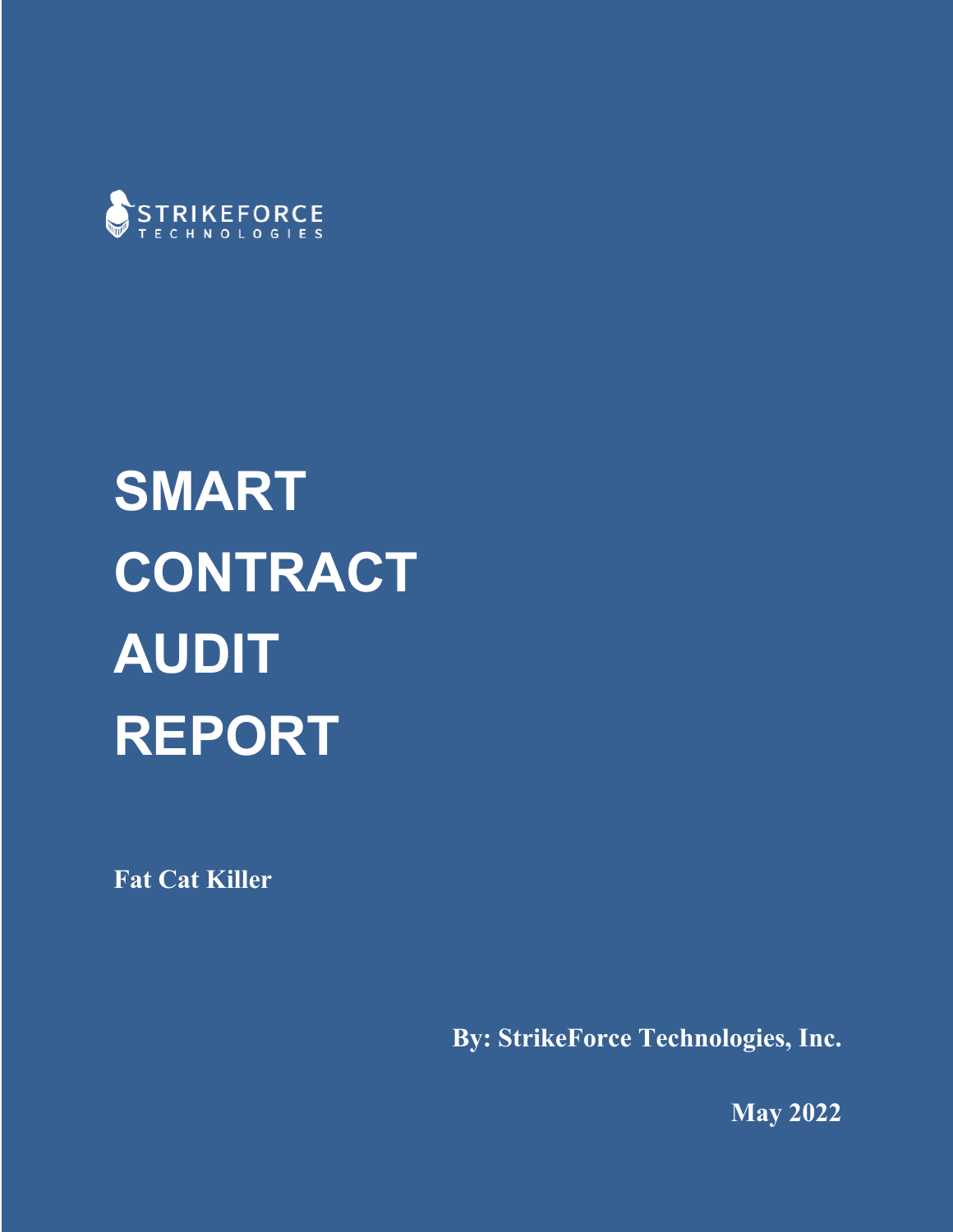STRIKEFORCE
TECHNOLOGIES

# SMART CONTRACT AUDIT REPORT

**Fat Cat Killer**

**By: StrikeForce Technologies, Inc.**

**May 2022**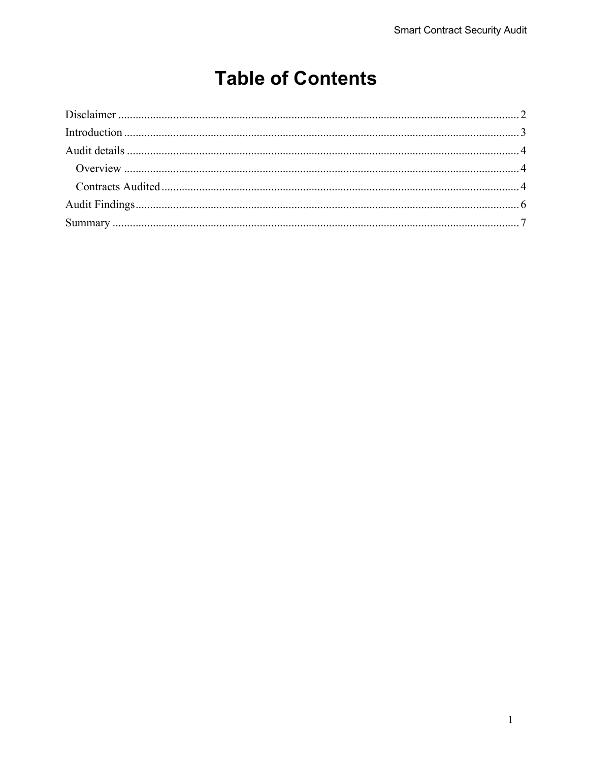# Table of Contents

- Disclaimer ..... 2
- Introduction ..... 3
- Audit details ..... 4
  - Overview ..... 4
  - Contracts Audited ..... 4
- Audit Findings ..... 6
- Summary ..... 7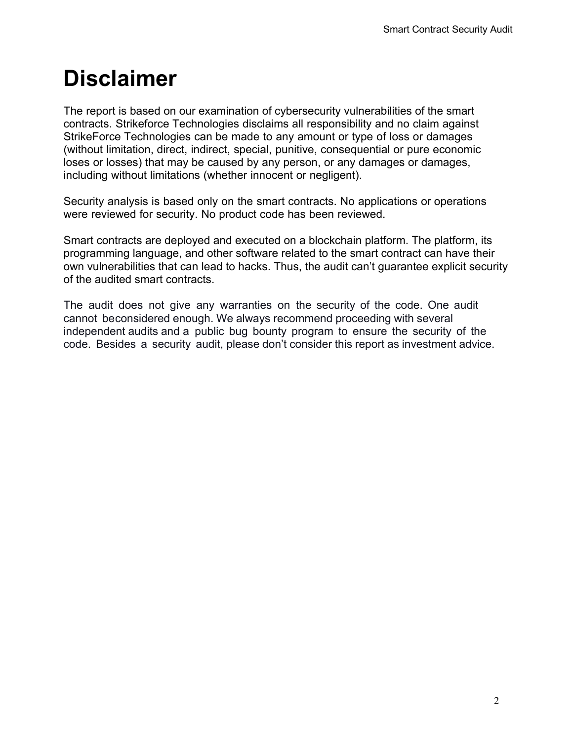# Disclaimer

The report is based on our examination of cybersecurity vulnerabilities of the smart contracts. Strikeforce Technologies disclaims all responsibility and no claim against StrikeForce Technologies can be made to any amount or type of loss or damages (without limitation, direct, indirect, special, punitive, consequential or pure economic loses or losses) that may be caused by any person, or any damages or damages, including without limitations (whether innocent or negligent).

Security analysis is based only on the smart contracts. No applications or operations were reviewed for security. No product code has been reviewed.

Smart contracts are deployed and executed on a blockchain platform. The platform, its programming language, and other software related to the smart contract can have their own vulnerabilities that can lead to hacks. Thus, the audit can't guarantee explicit security of the audited smart contracts.

The audit does not give any warranties on the security of the code. One audit cannot beconsidered enough. We always recommend proceeding with several independent audits and a public bug bounty program to ensure the security of the code. Besides a security audit, please don't consider this report as investment advice.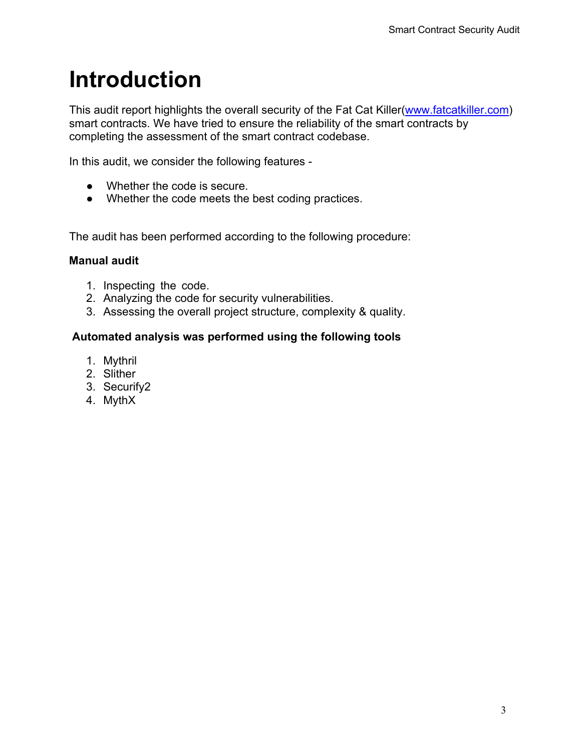# Introduction

This audit report highlights the overall security of the Fat Cat Killer([www.fatcatkiller.com](www.fatcatkiller.com)) smart contracts. We have tried to ensure the reliability of the smart contracts by completing the assessment of the smart contract codebase.

In this audit, we consider the following features -

- Whether the code is secure.
- Whether the code meets the best coding practices.

The audit has been performed according to the following procedure:

**Manual audit**

1. Inspecting the code.
2. Analyzing the code for security vulnerabilities.
3. Assessing the overall project structure, complexity & quality.

**Automated analysis was performed using the following tools**

1. Mythril
2. Slither
3. Securify2
4. MythX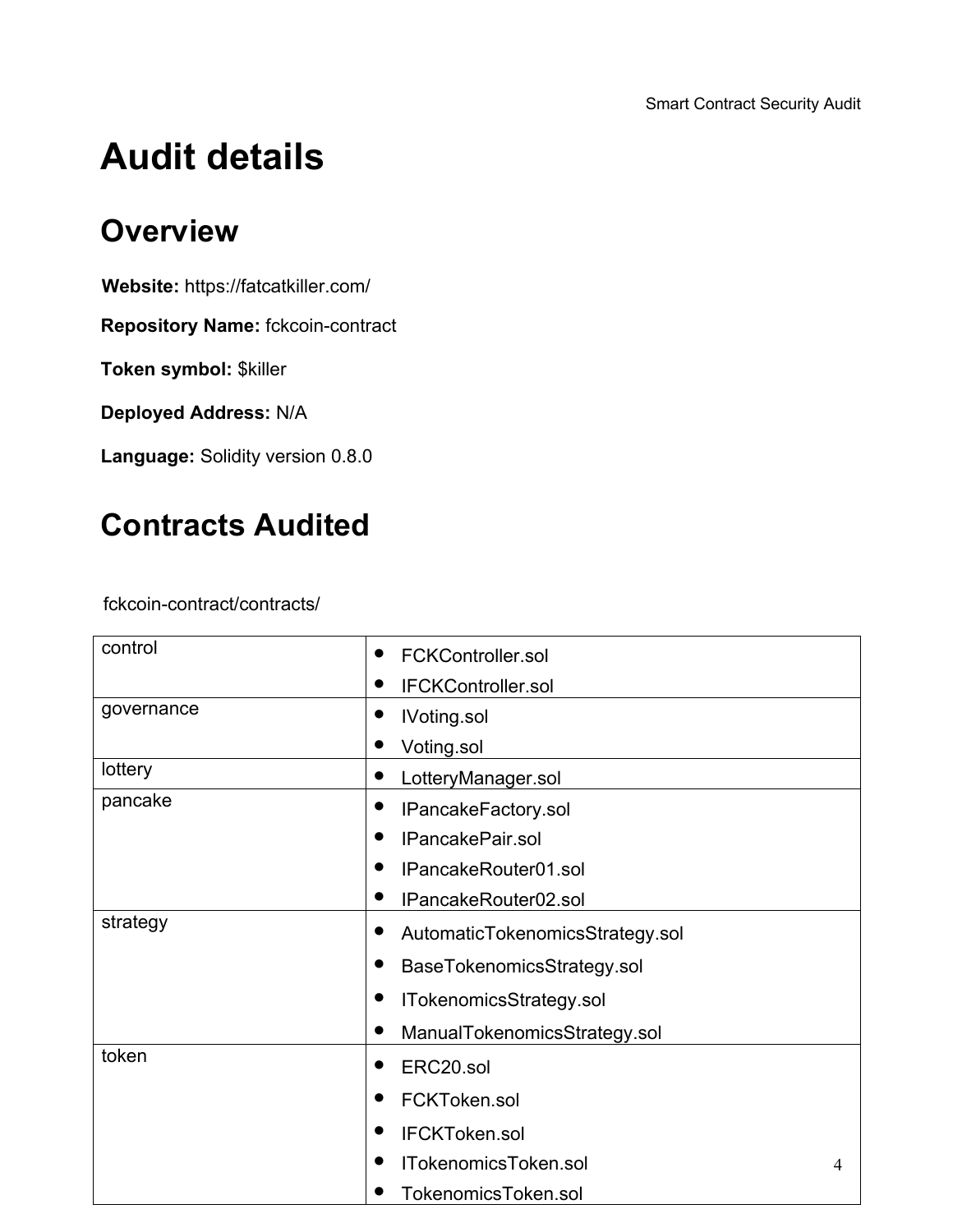# Audit details

## Overview

**Website:** https://fatcatkiller.com/

**Repository Name:** fckcoin-contract

**Token symbol:** $killer

**Deployed Address:** N/A

**Language:** Solidity version 0.8.0

## Contracts Audited

fckcoin-contract/contracts/

| | |
|---|---|
| control | • FCKController.sol<br>• IFCKController.sol |
| governance | • IVoting.sol<br>• Voting.sol |
| lottery | • LotteryManager.sol |
| pancake | • IPancakeFactory.sol<br>• IPancakePair.sol<br>• IPancakeRouter01.sol<br>• IPancakeRouter02.sol |
| strategy | • AutomaticTokenomicsStrategy.sol<br>• BaseTokenomicsStrategy.sol<br>• ITokenomicsStrategy.sol<br>• ManualTokenomicsStrategy.sol |
| token | • ERC20.sol<br>• FCKToken.sol<br>• IFCKToken.sol<br>• ITokenomicsToken.sol<br>• TokenomicsToken.sol |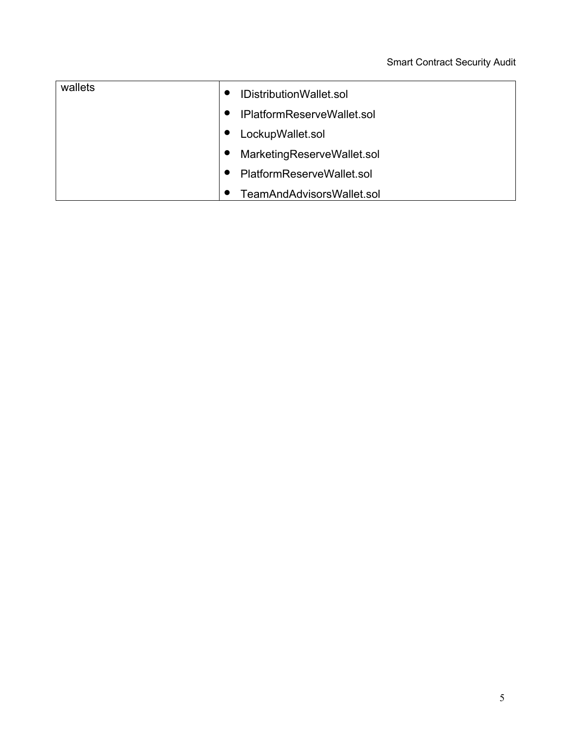| | |
|---|---|
| wallets | • IDistributionWallet.sol<br>• IPlatformReserveWallet.sol<br>• LockupWallet.sol<br>• MarketingReserveWallet.sol<br>• PlatformReserveWallet.sol<br>• TeamAndAdvisorsWallet.sol |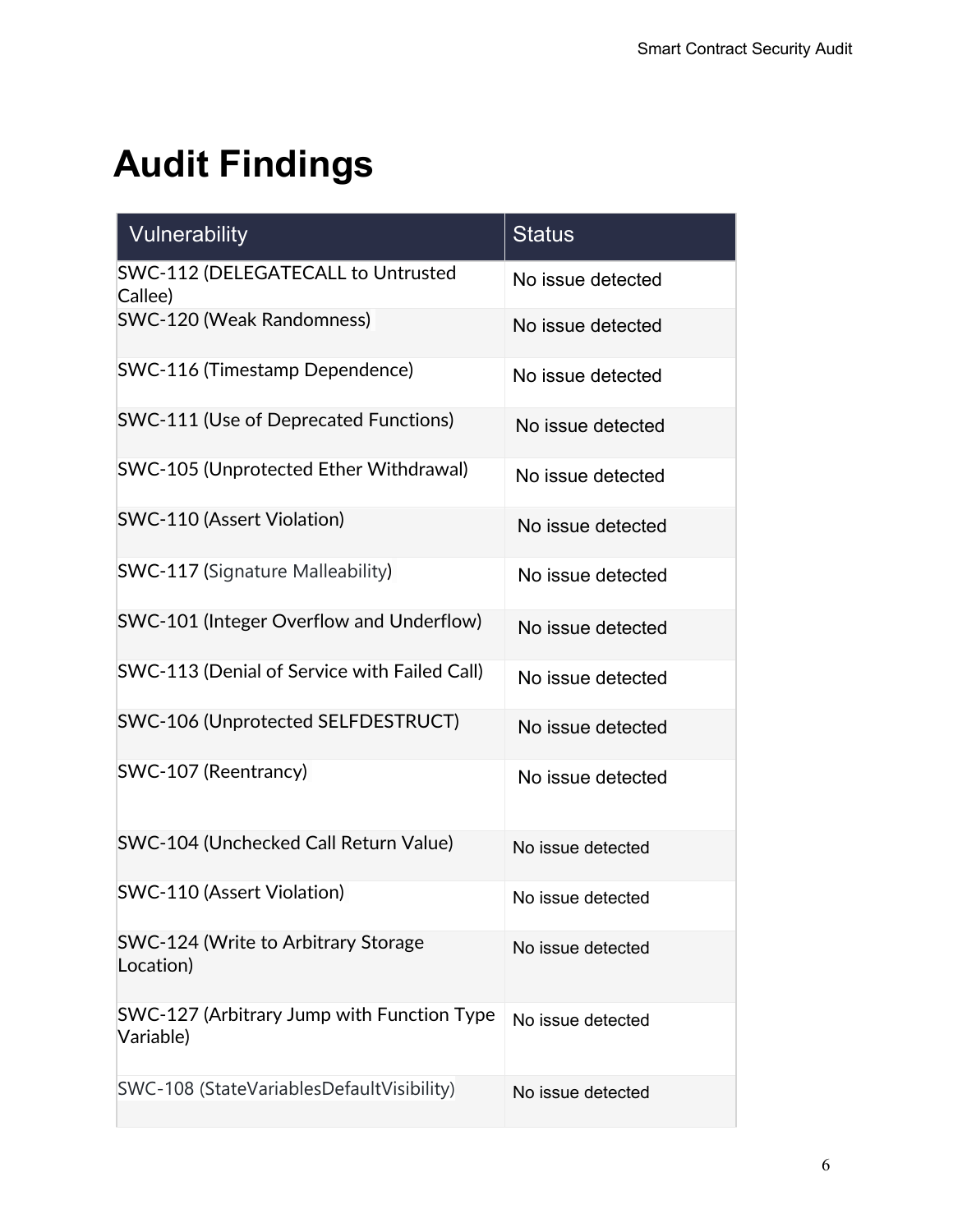# Audit Findings

| Vulnerability | Status |
|---|---|
| SWC-112 (DELEGATECALL to Untrusted Callee) | No issue detected |
| SWC-120 (Weak Randomness) | No issue detected |
| SWC-116 (Timestamp Dependence) | No issue detected |
| SWC-111 (Use of Deprecated Functions) | No issue detected |
| SWC-105 (Unprotected Ether Withdrawal) | No issue detected |
| SWC-110 (Assert Violation) | No issue detected |
| SWC-117 (Signature Malleability) | No issue detected |
| SWC-101 (Integer Overflow and Underflow) | No issue detected |
| SWC-113 (Denial of Service with Failed Call) | No issue detected |
| SWC-106 (Unprotected SELFDESTRUCT) | No issue detected |
| SWC-107 (Reentrancy) | No issue detected |
| SWC-104 (Unchecked Call Return Value) | No issue detected |
| SWC-110 (Assert Violation) | No issue detected |
| SWC-124 (Write to Arbitrary Storage Location) | No issue detected |
| SWC-127 (Arbitrary Jump with Function Type Variable) | No issue detected |
| SWC-108 (StateVariablesDefaultVisibility) | No issue detected |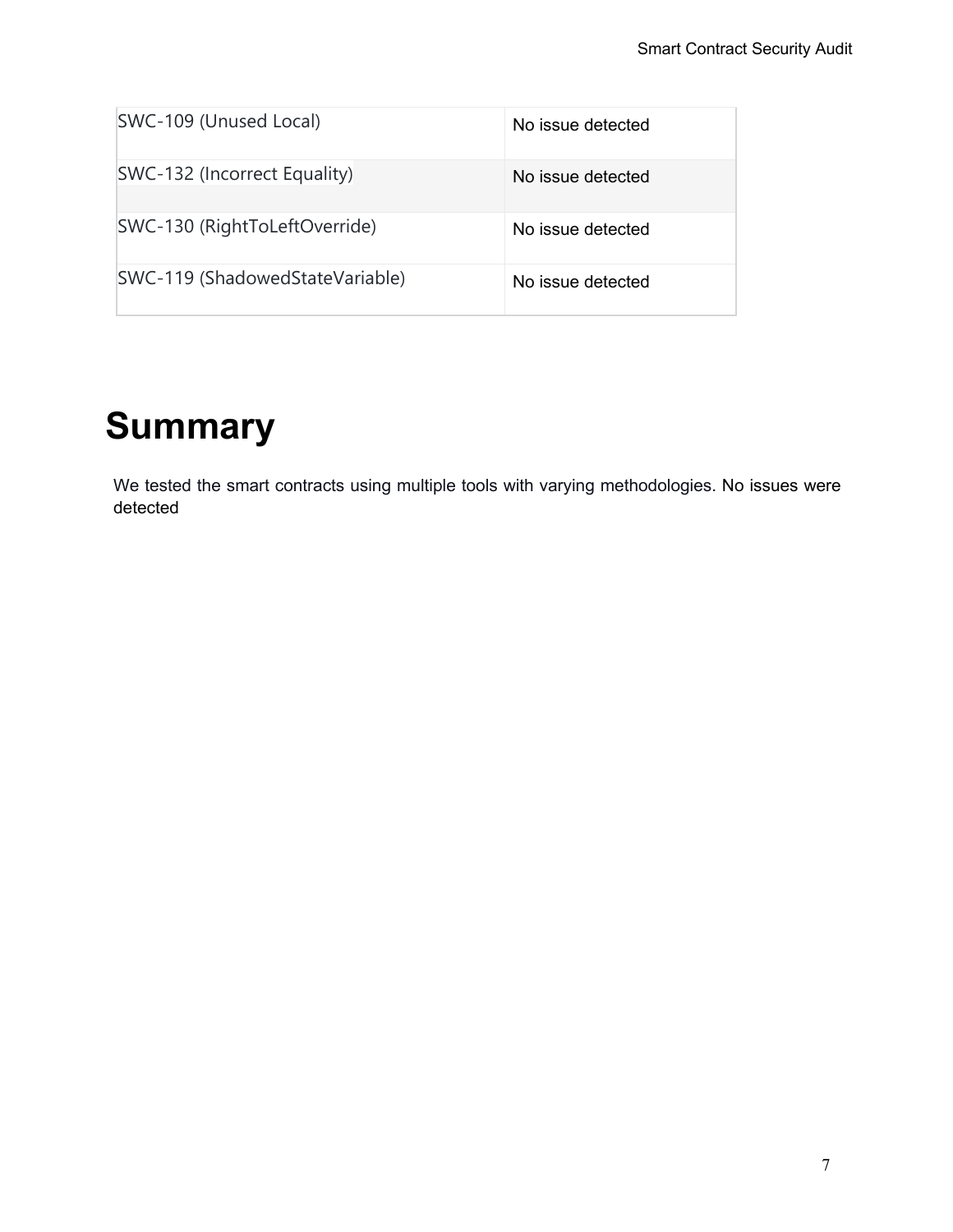| | |
|---|---|
| SWC-109 (Unused Local) | No issue detected |
| SWC-132 (Incorrect Equality) | No issue detected |
| SWC-130 (RightToLeftOverride) | No issue detected |
| SWC-119 (ShadowedStateVariable) | No issue detected |

# Summary

We tested the smart contracts using multiple tools with varying methodologies. No issues were detected